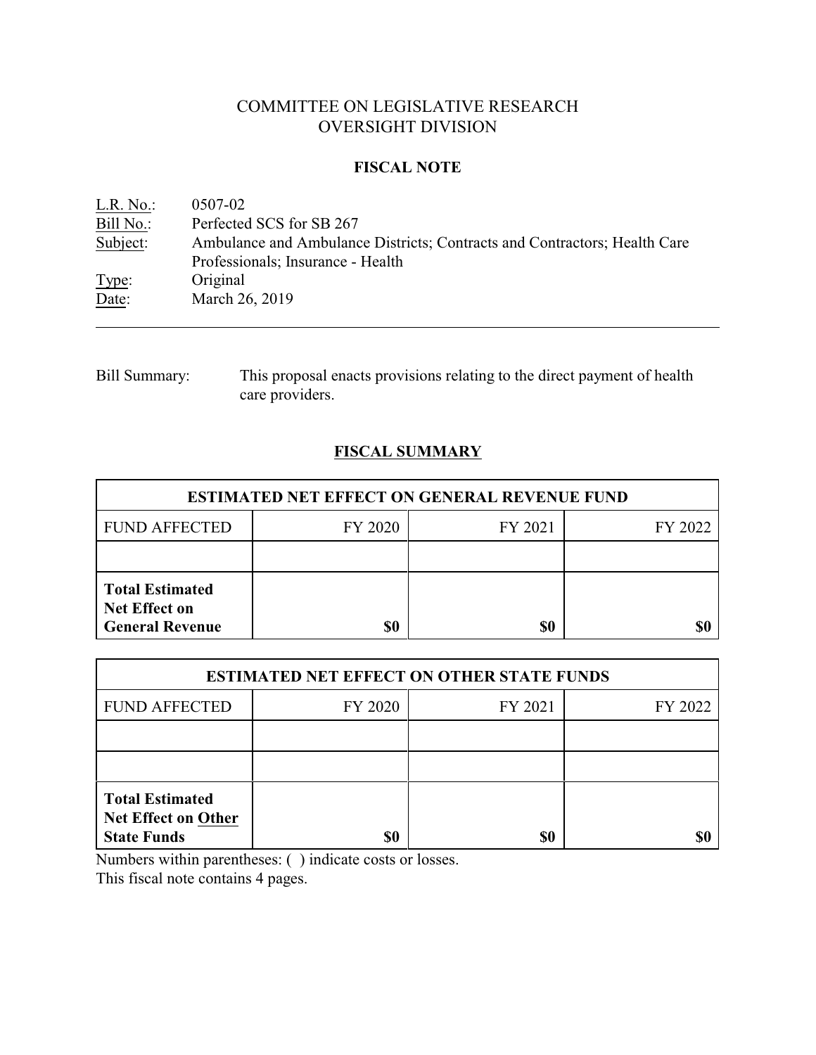# COMMITTEE ON LEGISLATIVE RESEARCH
# OVERSIGHT DIVISION

## FISCAL NOTE

L.R. No.: 0507-02
Bill No.: Perfected SCS for SB 267
Subject: Ambulance and Ambulance Districts; Contracts and Contractors; Health Care Professionals; Insurance - Health
Type: Original
Date: March 26, 2019

---

Bill Summary: This proposal enacts provisions relating to the direct payment of health care providers.

## FISCAL SUMMARY

| ESTIMATED NET EFFECT ON GENERAL REVENUE FUND | | | |
|---|---|---|---|
| FUND AFFECTED | FY 2020 | FY 2021 | FY 2022 |
| | | | |
| **Total Estimated Net Effect on General Revenue** | **$0** | **$0** | **$0** |

| ESTIMATED NET EFFECT ON OTHER STATE FUNDS | | | |
|---|---|---|---|
| FUND AFFECTED | FY 2020 | FY 2021 | FY 2022 |
| | | | |
| | | | |
| **Total Estimated Net Effect on Other State Funds** | **$0** | **$0** | **$0** |

Numbers within parentheses: ( ) indicate costs or losses.
This fiscal note contains 4 pages.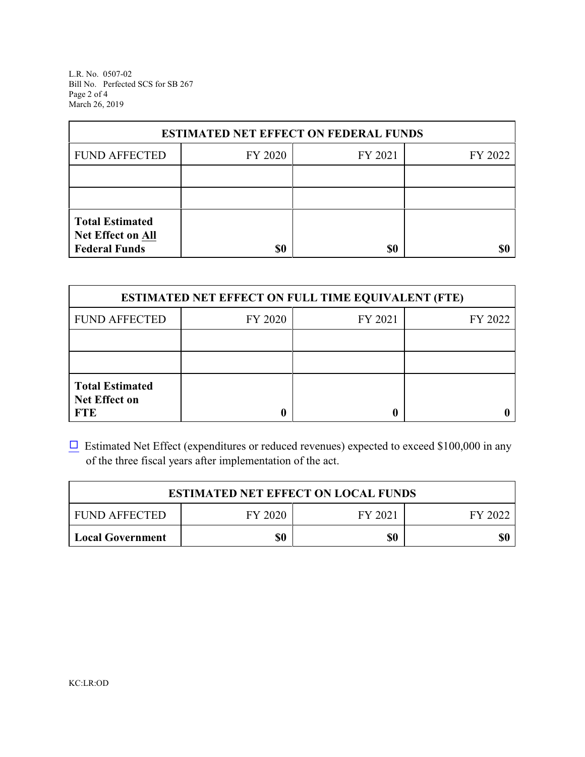| ESTIMATED NET EFFECT ON FEDERAL FUNDS | | | |
|---|---|---|---|
| FUND AFFECTED | FY 2020 | FY 2021 | FY 2022 |
| | | | |
| | | | |
| **Total Estimated Net Effect on All Federal Funds** | **$0** | **$0** | **$0** |

| ESTIMATED NET EFFECT ON FULL TIME EQUIVALENT (FTE) | | | |
|---|---|---|---|
| FUND AFFECTED | FY 2020 | FY 2021 | FY 2022 |
| | | | |
| | | | |
| **Total Estimated Net Effect on FTE** | **0** | **0** | **0** |

☐ Estimated Net Effect (expenditures or reduced revenues) expected to exceed $100,000 in any of the three fiscal years after implementation of the act.

| ESTIMATED NET EFFECT ON LOCAL FUNDS | | | |
|---|---|---|---|
| FUND AFFECTED | FY 2020 | FY 2021 | FY 2022 |
| **Local Government** | **$0** | **$0** | **$0** |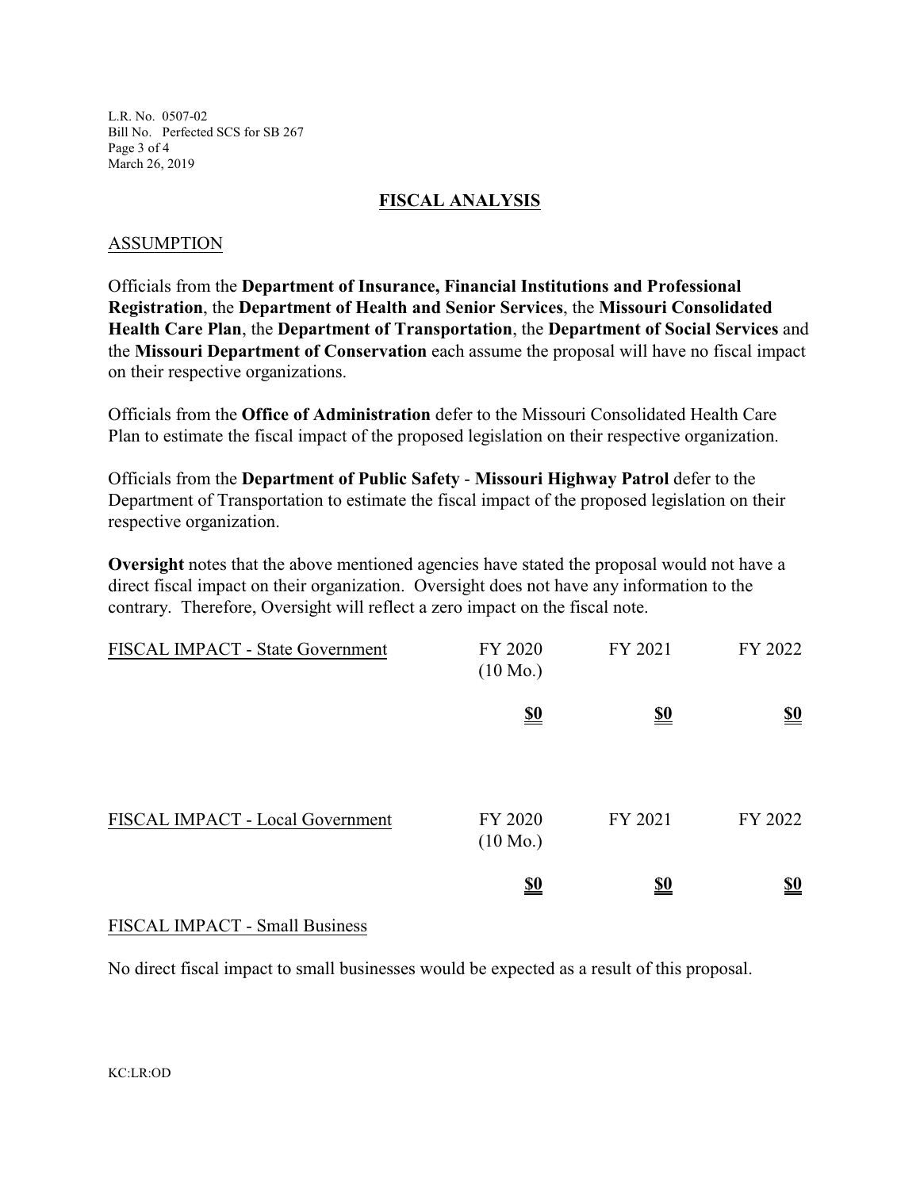## FISCAL ANALYSIS

### ASSUMPTION

Officials from the **Department of Insurance, Financial Institutions and Professional Registration**, the **Department of Health and Senior Services**, the **Missouri Consolidated Health Care Plan**, the **Department of Transportation**, the **Department of Social Services** and the **Missouri Department of Conservation** each assume the proposal will have no fiscal impact on their respective organizations.

Officials from the **Office of Administration** defer to the Missouri Consolidated Health Care Plan to estimate the fiscal impact of the proposed legislation on their respective organization.

Officials from the **Department of Public Safety** - **Missouri Highway Patrol** defer to the Department of Transportation to estimate the fiscal impact of the proposed legislation on their respective organization.

**Oversight** notes that the above mentioned agencies have stated the proposal would not have a direct fiscal impact on their organization. Oversight does not have any information to the contrary. Therefore, Oversight will reflect a zero impact on the fiscal note.

| FISCAL IMPACT - State Government | FY 2020 (10 Mo.) | FY 2021 | FY 2022 |
|---|---|---|---|
| | **$0** | **$0** | **$0** |

| FISCAL IMPACT - Local Government | FY 2020 (10 Mo.) | FY 2021 | FY 2022 |
|---|---|---|---|
| | **$0** | **$0** | **$0** |

### FISCAL IMPACT - Small Business

No direct fiscal impact to small businesses would be expected as a result of this proposal.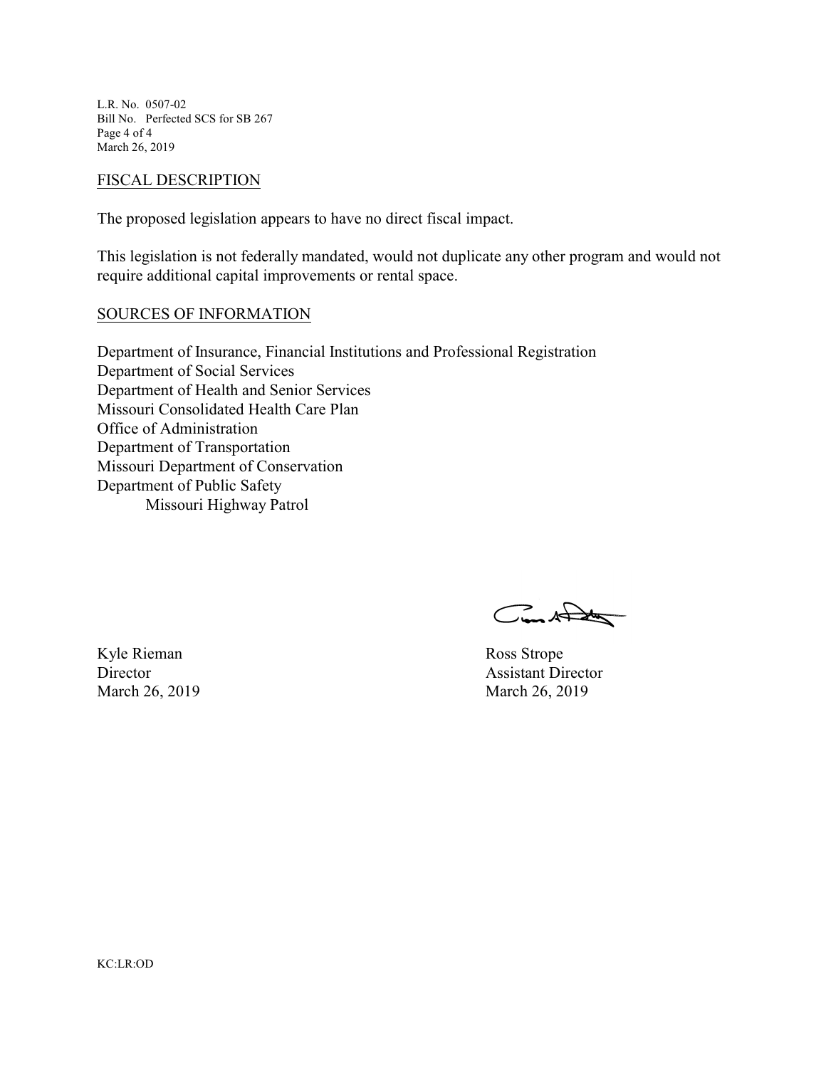## FISCAL DESCRIPTION

The proposed legislation appears to have no direct fiscal impact.

This legislation is not federally mandated, would not duplicate any other program and would not require additional capital improvements or rental space.

## SOURCES OF INFORMATION

Department of Insurance, Financial Institutions and Professional Registration
Department of Social Services
Department of Health and Senior Services
Missouri Consolidated Health Care Plan
Office of Administration
Department of Transportation
Missouri Department of Conservation
Department of Public Safety
    Missouri Highway Patrol

| | |
|---|---|
| Kyle Rieman | Ross Strope |
| Director | Assistant Director |
| March 26, 2019 | March 26, 2019 |

KC:LR:OD